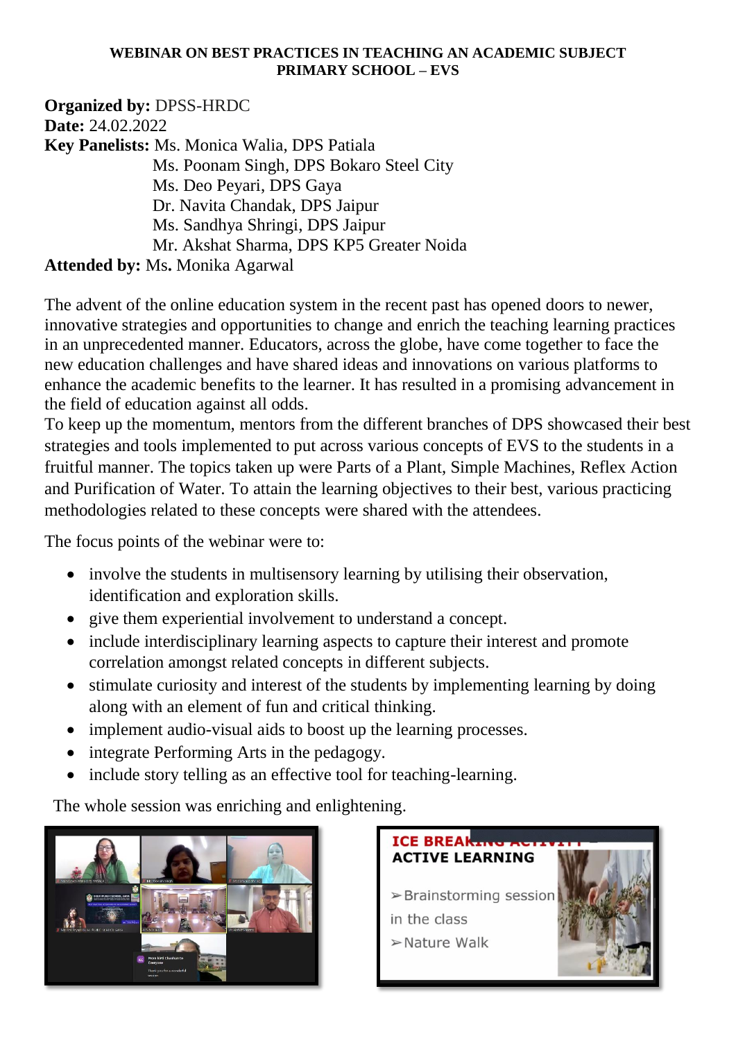**WEBINAR ON BEST PRACTICES IN TEACHING AN ACADEMIC SUBJECT PRIMARY SCHOOL – EVS**

**Organized by:** DPSS-HRDC
**Date:** 24.02.2022
**Key Panelists:** Ms. Monica Walia, DPS Patiala
Ms. Poonam Singh, DPS Bokaro Steel City
Ms. Deo Peyari, DPS Gaya
Dr. Navita Chandak, DPS Jaipur
Ms. Sandhya Shringi, DPS Jaipur
Mr. Akshat Sharma, DPS KP5 Greater Noida
**Attended by:** Ms. Monika Agarwal

The advent of the online education system in the recent past has opened doors to newer, innovative strategies and opportunities to change and enrich the teaching learning practices in an unprecedented manner. Educators, across the globe, have come together to face the new education challenges and have shared ideas and innovations on various platforms to enhance the academic benefits to the learner. It has resulted in a promising advancement in the field of education against all odds.

To keep up the momentum, mentors from the different branches of DPS showcased their best strategies and tools implemented to put across various concepts of EVS to the students in a fruitful manner. The topics taken up were Parts of a Plant, Simple Machines, Reflex Action and Purification of Water. To attain the learning objectives to their best, various practicing methodologies related to these concepts were shared with the attendees.

The focus points of the webinar were to:

- involve the students in multisensory learning by utilising their observation, identification and exploration skills.
- give them experiential involvement to understand a concept.
- include interdisciplinary learning aspects to capture their interest and promote correlation amongst related concepts in different subjects.
- stimulate curiosity and interest of the students by implementing learning by doing along with an element of fun and critical thinking.
- implement audio-visual aids to boost up the learning processes.
- integrate Performing Arts in the pedagogy.
- include story telling as an effective tool for teaching-learning.

The whole session was enriching and enlightening.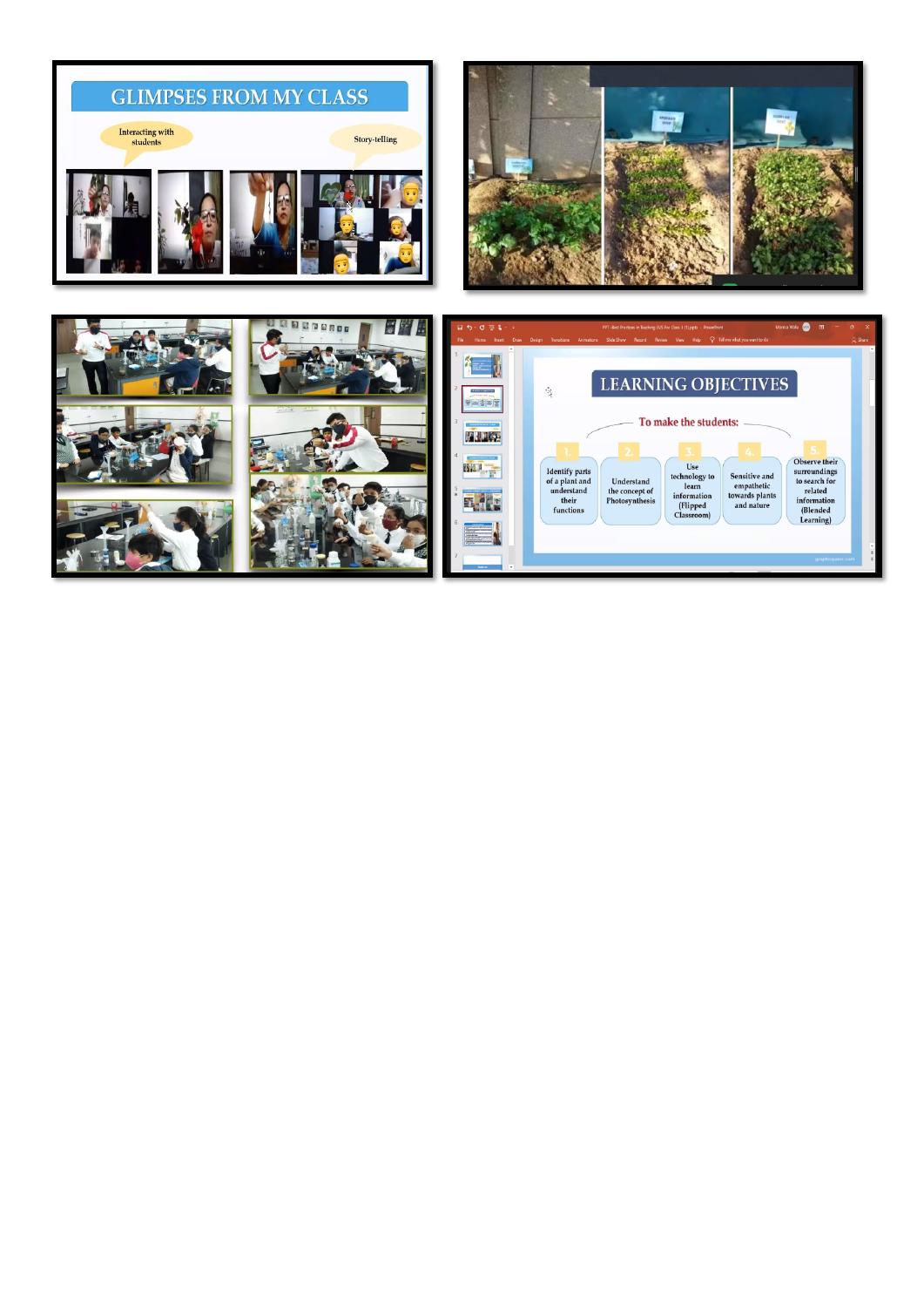# GLIMPSES FROM MY CLASS

Interacting with students

Story-telling

# LEARNING OBJECTIVES

To make the students:

1. Identify parts of a plant and understand their functions
2. Understand the concept of Photosynthesis
3. Use technology to learn information (Flipped Classroom)
4. Sensitive and empathetic towards plants and nature
5. Observe their surroundings to search for related information (Blended Learning)